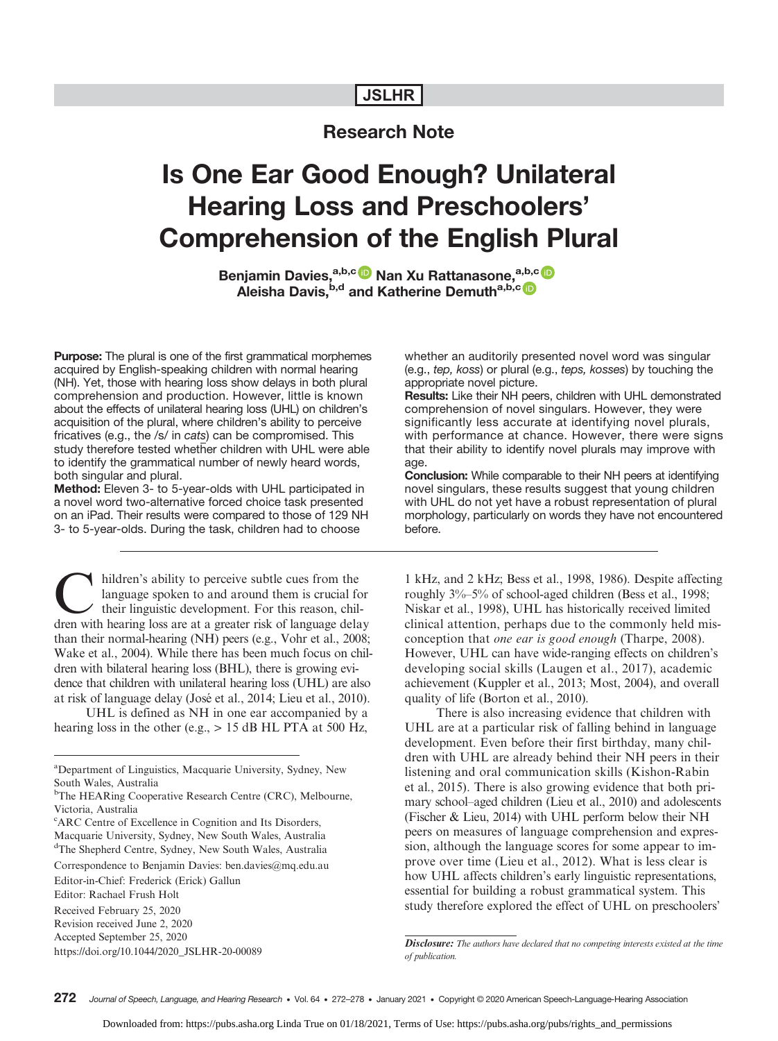Research Note

# Is One Ear Good Enough? Unilateral Hearing Loss and Preschoolers' Comprehension of the English Plural

**Benjamin Davies,[a,b,c] Nan Xu Rattanasone,[a,b,c] Aleisha Davis,[b,d] and Katherine Demuth[a,b,c]**

**Purpose:** The plural is one of the first grammatical morphemes acquired by English-speaking children with normal hearing (NH). Yet, those with hearing loss show delays in both plural comprehension and production. However, little is known about the effects of unilateral hearing loss (UHL) on children's acquisition of the plural, where children's ability to perceive fricatives (e.g., the /s/ in *cats*) can be compromised. This study therefore tested whether children with UHL were able to identify the grammatical number of newly heard words, both singular and plural.

**Method:** Eleven 3- to 5-year-olds with UHL participated in a novel word two-alternative forced choice task presented on an iPad. Their results were compared to those of 129 NH 3- to 5-year-olds. During the task, children had to choose whether an auditorily presented novel word was singular (e.g., *tep, koss*) or plural (e.g., *teps, kosses*) by touching the appropriate novel picture.

**Results:** Like their NH peers, children with UHL demonstrated comprehension of novel singulars. However, they were significantly less accurate at identifying novel plurals, with performance at chance. However, there were signs that their ability to identify novel plurals may improve with age.

**Conclusion:** While comparable to their NH peers at identifying novel singulars, these results suggest that young children with UHL do not yet have a robust representation of plural morphology, particularly on words they have not encountered before.

Children's ability to perceive subtle cues from the language spoken to and around them is crucial for their linguistic development. For this reason, children with hearing loss are at a greater risk of language delay than their normal-hearing (NH) peers (e.g., Vohr et al., 2008; Wake et al., 2004). While there has been much focus on children with bilateral hearing loss (BHL), there is growing evidence that children with unilateral hearing loss (UHL) are also at risk of language delay (José et al., 2014; Lieu et al., 2010).

UHL is defined as NH in one ear accompanied by a hearing loss in the other (e.g., > 15 dB HL PTA at 500 Hz, 1 kHz, and 2 kHz; Bess et al., 1998, 1986). Despite affecting roughly 3%–5% of school-aged children (Bess et al., 1998; Niskar et al., 1998), UHL has historically received limited clinical attention, perhaps due to the commonly held misconception that *one ear is good enough* (Tharpe, 2008). However, UHL can have wide-ranging effects on children's developing social skills (Laugen et al., 2017), academic achievement (Kuppler et al., 2013; Most, 2004), and overall quality of life (Borton et al., 2010).

There is also increasing evidence that children with UHL are at a particular risk of falling behind in language development. Even before their first birthday, many children with UHL are already behind their NH peers in their listening and oral communication skills (Kishon-Rabin et al., 2015). There is also growing evidence that both primary school–aged children (Lieu et al., 2010) and adolescents (Fischer & Lieu, 2014) with UHL perform below their NH peers on measures of language comprehension and expression, although the language scores for some appear to improve over time (Lieu et al., 2012). What is less clear is how UHL affects children's early linguistic representations, essential for building a robust grammatical system. This study therefore explored the effect of UHL on preschoolers'

[a]Department of Linguistics, Macquarie University, Sydney, New South Wales, Australia
[b]The HEARing Cooperative Research Centre (CRC), Melbourne, Victoria, Australia
[c]ARC Centre of Excellence in Cognition and Its Disorders, Macquarie University, Sydney, New South Wales, Australia
[d]The Shepherd Centre, Sydney, New South Wales, Australia

Correspondence to Benjamin Davies: ben.davies@mq.edu.au
Editor-in-Chief: Frederick (Erick) Gallun
Editor: Rachael Frush Holt
Received February 25, 2020
Revision received June 2, 2020
Accepted September 25, 2020
https://doi.org/10.1044/2020_JSLHR-20-00089

***Disclosure:*** *The authors have declared that no competing interests existed at the time of publication.*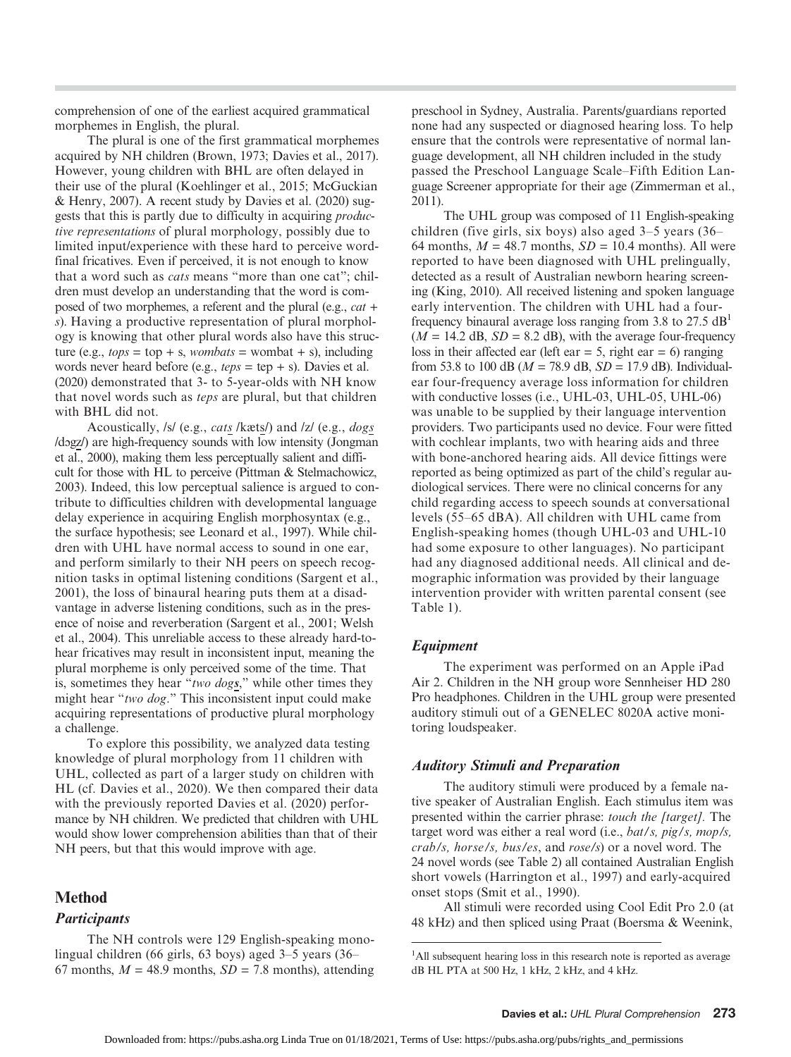comprehension of one of the earliest acquired grammatical morphemes in English, the plural.

The plural is one of the first grammatical morphemes acquired by NH children (Brown, 1973; Davies et al., 2017). However, young children with BHL are often delayed in their use of the plural (Koehlinger et al., 2015; McGuckian & Henry, 2007). A recent study by Davies et al. (2020) suggests that this is partly due to difficulty in acquiring *productive representations* of plural morphology, possibly due to limited input/experience with these hard to perceive word-final fricatives. Even if perceived, it is not enough to know that a word such as *cats* means "more than one cat"; children must develop an understanding that the word is composed of two morphemes, a referent and the plural (e.g., *cat* + *s*). Having a productive representation of plural morphology is knowing that other plural words also have this structure (e.g., *tops* = top + s, *wombats* = wombat + s), including words never heard before (e.g., *teps* = tep + s). Davies et al. (2020) demonstrated that 3- to 5-year-olds with NH know that novel words such as *teps* are plural, but that children with BHL did not.

Acoustically, /s/ (e.g., *cats* /kæts/) and /z/ (e.g., *dogs* /dɔgz/) are high-frequency sounds with low intensity (Jongman et al., 2000), making them less perceptually salient and difficult for those with HL to perceive (Pittman & Stelmachowicz, 2003). Indeed, this low perceptual salience is argued to contribute to difficulties children with developmental language delay experience in acquiring English morphosyntax (e.g., the surface hypothesis; see Leonard et al., 1997). While children with UHL have normal access to sound in one ear, and perform similarly to their NH peers on speech recognition tasks in optimal listening conditions (Sargent et al., 2001), the loss of binaural hearing puts them at a disadvantage in adverse listening conditions, such as in the presence of noise and reverberation (Sargent et al., 2001; Welsh et al., 2004). This unreliable access to these already hard-to-hear fricatives may result in inconsistent input, meaning the plural morpheme is only perceived some of the time. That is, sometimes they hear "*two dogs*," while other times they might hear "*two dog*." This inconsistent input could make acquiring representations of productive plural morphology a challenge.

To explore this possibility, we analyzed data testing knowledge of plural morphology from 11 children with UHL, collected as part of a larger study on children with HL (cf. Davies et al., 2020). We then compared their data with the previously reported Davies et al. (2020) performance by NH children. We predicted that children with UHL would show lower comprehension abilities than that of their NH peers, but that this would improve with age.

# Method

## Participants

The NH controls were 129 English-speaking monolingual children (66 girls, 63 boys) aged 3–5 years (36–67 months, $M$ = 48.9 months, $SD$ = 7.8 months), attending preschool in Sydney, Australia. Parents/guardians reported none had any suspected or diagnosed hearing loss. To help ensure that the controls were representative of normal language development, all NH children included in the study passed the Preschool Language Scale–Fifth Edition Language Screener appropriate for their age (Zimmerman et al., 2011).

The UHL group was composed of 11 English-speaking children (five girls, six boys) also aged 3–5 years (36–64 months, $M$ = 48.7 months, $SD$ = 10.4 months). All were reported to have been diagnosed with UHL prelingually, detected as a result of Australian newborn hearing screening (King, 2010). All received listening and spoken language early intervention. The children with UHL had a four-frequency binaural average loss ranging from 3.8 to 27.5 dB[1] ($M$ = 14.2 dB, $SD$ = 8.2 dB), with the average four-frequency loss in their affected ear (left ear = 5, right ear = 6) ranging from 53.8 to 100 dB ($M$ = 78.9 dB, $SD$ = 17.9 dB). Individual-ear four-frequency average loss information for children with conductive losses (i.e., UHL-03, UHL-05, UHL-06) was unable to be supplied by their language intervention providers. Two participants used no device. Four were fitted with cochlear implants, two with hearing aids and three with bone-anchored hearing aids. All device fittings were reported as being optimized as part of the child's regular audiological services. There were no clinical concerns for any child regarding access to speech sounds at conversational levels (55–65 dBA). All children with UHL came from English-speaking homes (though UHL-03 and UHL-10 had some exposure to other languages). No participant had any diagnosed additional needs. All clinical and demographic information was provided by their language intervention provider with written parental consent (see Table 1).

## Equipment

The experiment was performed on an Apple iPad Air 2. Children in the NH group wore Sennheiser HD 280 Pro headphones. Children in the UHL group were presented auditory stimuli out of a GENELEC 8020A active monitoring loudspeaker.

## Auditory Stimuli and Preparation

The auditory stimuli were produced by a female native speaker of Australian English. Each stimulus item was presented within the carrier phrase: *touch the [target].* The target word was either a real word (i.e., *bat/s, pig/s, mop/s, crab/s, horse/s, bus/es*, and *rose/s*) or a novel word. The 24 novel words (see Table 2) all contained Australian English short vowels (Harrington et al., 1997) and early-acquired onset stops (Smit et al., 1990).

All stimuli were recorded using Cool Edit Pro 2.0 (at 48 kHz) and then spliced using Praat (Boersma & Weenink,

[1]All subsequent hearing loss in this research note is reported as average dB HL PTA at 500 Hz, 1 kHz, 2 kHz, and 4 kHz.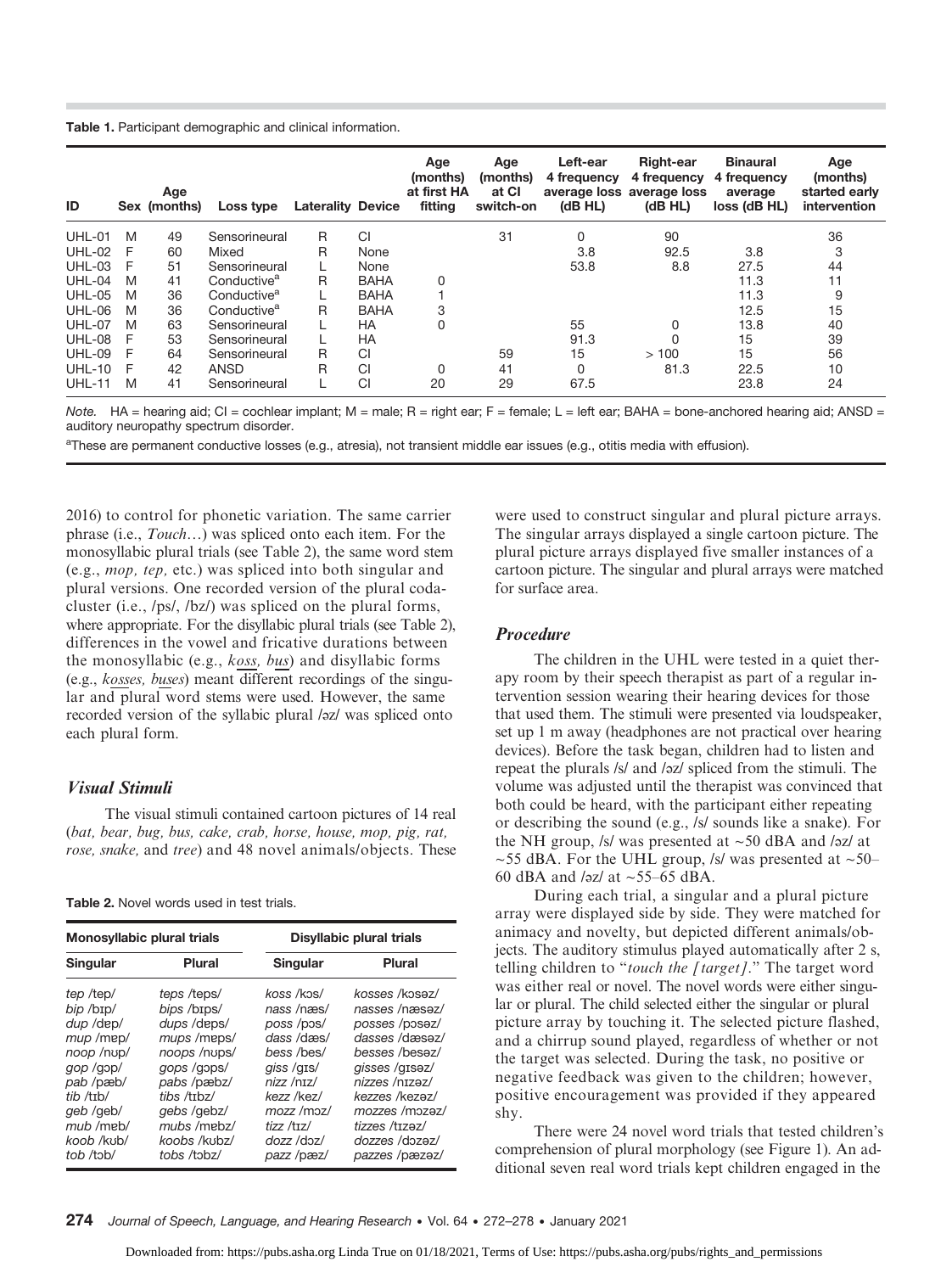**Table 1.** Participant demographic and clinical information.

| ID | Sex | Age (months) | Loss type | Laterality | Device | Age (months) at first HA fitting | Age (months) at CI switch-on | Left-ear 4 frequency average loss (dB HL) | Right-ear 4 frequency average loss (dB HL) | Binaural 4 frequency average loss (dB HL) | Age (months) started early intervention |
|---|---|---|---|---|---|---|---|---|---|---|---|
| UHL-01 | M | 49 | Sensorineural | R | CI | | 31 | 0 | 90 | | 36 |
| UHL-02 | F | 60 | Mixed | R | None | | | 3.8 | 92.5 | 3.8 | 3 |
| UHL-03 | F | 51 | Sensorineural | L | None | | | 53.8 | 8.8 | 27.5 | 44 |
| UHL-04 | M | 41 | Conductive[a] | R | BAHA | 0 | | | | 11.3 | 11 |
| UHL-05 | M | 36 | Conductive[a] | L | BAHA | 1 | | | | 11.3 | 9 |
| UHL-06 | M | 36 | Conductive[a] | R | BAHA | 3 | | | | 12.5 | 15 |
| UHL-07 | M | 63 | Sensorineural | L | HA | 0 | | 55 | 0 | 13.8 | 40 |
| UHL-08 | F | 53 | Sensorineural | L | HA | | | 91.3 | 0 | 15 | 39 |
| UHL-09 | F | 64 | Sensorineural | R | CI | | 59 | 15 | > 100 | 15 | 56 |
| UHL-10 | F | 42 | ANSD | R | CI | 0 | 41 | 0 | 81.3 | 22.5 | 10 |
| UHL-11 | M | 41 | Sensorineural | L | CI | 20 | 29 | 67.5 | | 23.8 | 24 |

*Note.* HA = hearing aid; CI = cochlear implant; M = male; R = right ear; F = female; L = left ear; BAHA = bone-anchored hearing aid; ANSD = auditory neuropathy spectrum disorder.

[a]These are permanent conductive losses (e.g., atresia), not transient middle ear issues (e.g., otitis media with effusion).

2016) to control for phonetic variation. The same carrier phrase (i.e., *Touch*…) was spliced onto each item. For the monosyllabic plural trials (see Table 2), the same word stem (e.g., *mop, tep,* etc.) was spliced into both singular and plural versions. One recorded version of the plural coda-cluster (i.e., /ps/, /bz/) was spliced on the plural forms, where appropriate. For the disyllabic plural trials (see Table 2), differences in the vowel and fricative durations between the monosyllabic (e.g., *koss, bus*) and disyllabic forms (e.g., *kosses, buses*) meant different recordings of the singular and plural word stems were used. However, the same recorded version of the syllabic plural /əz/ was spliced onto each plural form.

### Visual Stimuli

The visual stimuli contained cartoon pictures of 14 real (*bat, bear, bug, bus, cake, crab, horse, house, mop, pig, rat, rose, snake,* and *tree*) and 48 novel animals/objects. These were used to construct singular and plural picture arrays. The singular arrays displayed a single cartoon picture. The plural picture arrays displayed five smaller instances of a cartoon picture. The singular and plural arrays were matched for surface area.

**Table 2.** Novel words used in test trials.

| Monosyllabic plural trials | | Disyllabic plural trials | |
|---|---|---|---|
| **Singular** | **Plural** | **Singular** | **Plural** |
| *tep* /tɛp/ | *teps* /tɛps/ | *koss* /kɔs/ | *kosses* /kɔsəz/ |
| *bip* /bɪp/ | *bips* /bɪps/ | *nass* /næs/ | *nasses* /næsəz/ |
| *dup* /dɐp/ | *dups* /dɐps/ | *poss* /pɔs/ | *posses* /pɔsəz/ |
| *mup* /mɐp/ | *mups* /mɐps/ | *dass* /dæs/ | *dasses* /dæsəz/ |
| *noop* /nʊp/ | *noops* /nʊps/ | *bess* /bes/ | *besses* /besəz/ |
| *gop* /gɔp/ | *gops* /gɔps/ | *giss* /gɪs/ | *gisses* /gɪsəz/ |
| *pab* /pæb/ | *pabs* /pæbz/ | *nizz* /nɪz/ | *nizzes* /nɪzəz/ |
| *tib* /tɪb/ | *tibs* /tɪbz/ | *kezz* /kez/ | *kezzes* /kezəz/ |
| *geb* /geb/ | *gebs* /gebz/ | *mozz* /mɔz/ | *mozzes* /mɔzəz/ |
| *mub* /mɐb/ | *mubs* /mɐbz/ | *tizz* /tɪz/ | *tizzes* /tɪzəz/ |
| *koob* /kʊb/ | *koobs* /kʊbz/ | *dozz* /dɔz/ | *dozzes* /dɔzəz/ |
| *tob* /tɔb/ | *tobs* /tɔbz/ | *pazz* /pæz/ | *pazzes* /pæzəz/ |

### Procedure

The children in the UHL were tested in a quiet therapy room by their speech therapist as part of a regular intervention session wearing their hearing devices for those that used them. The stimuli were presented via loudspeaker, set up 1 m away (headphones are not practical over hearing devices). Before the task began, children had to listen and repeat the plurals /s/ and /əz/ spliced from the stimuli. The volume was adjusted until the therapist was convinced that both could be heard, with the participant either repeating or describing the sound (e.g., /s/ sounds like a snake). For the NH group, /s/ was presented at ~50 dBA and /əz/ at ~55 dBA. For the UHL group, /s/ was presented at ~50–60 dBA and /əz/ at ~55–65 dBA.

During each trial, a singular and a plural picture array were displayed side by side. They were matched for animacy and novelty, but depicted different animals/objects. The auditory stimulus played automatically after 2 s, telling children to "*touch the [target]*." The target word was either real or novel. The novel words were either singular or plural. The child selected either the singular or plural picture array by touching it. The selected picture flashed, and a chirrup sound played, regardless of whether or not the target was selected. During the task, no positive or negative feedback was given to the children; however, positive encouragement was provided if they appeared shy.

There were 24 novel word trials that tested children's comprehension of plural morphology (see Figure 1). An additional seven real word trials kept children engaged in the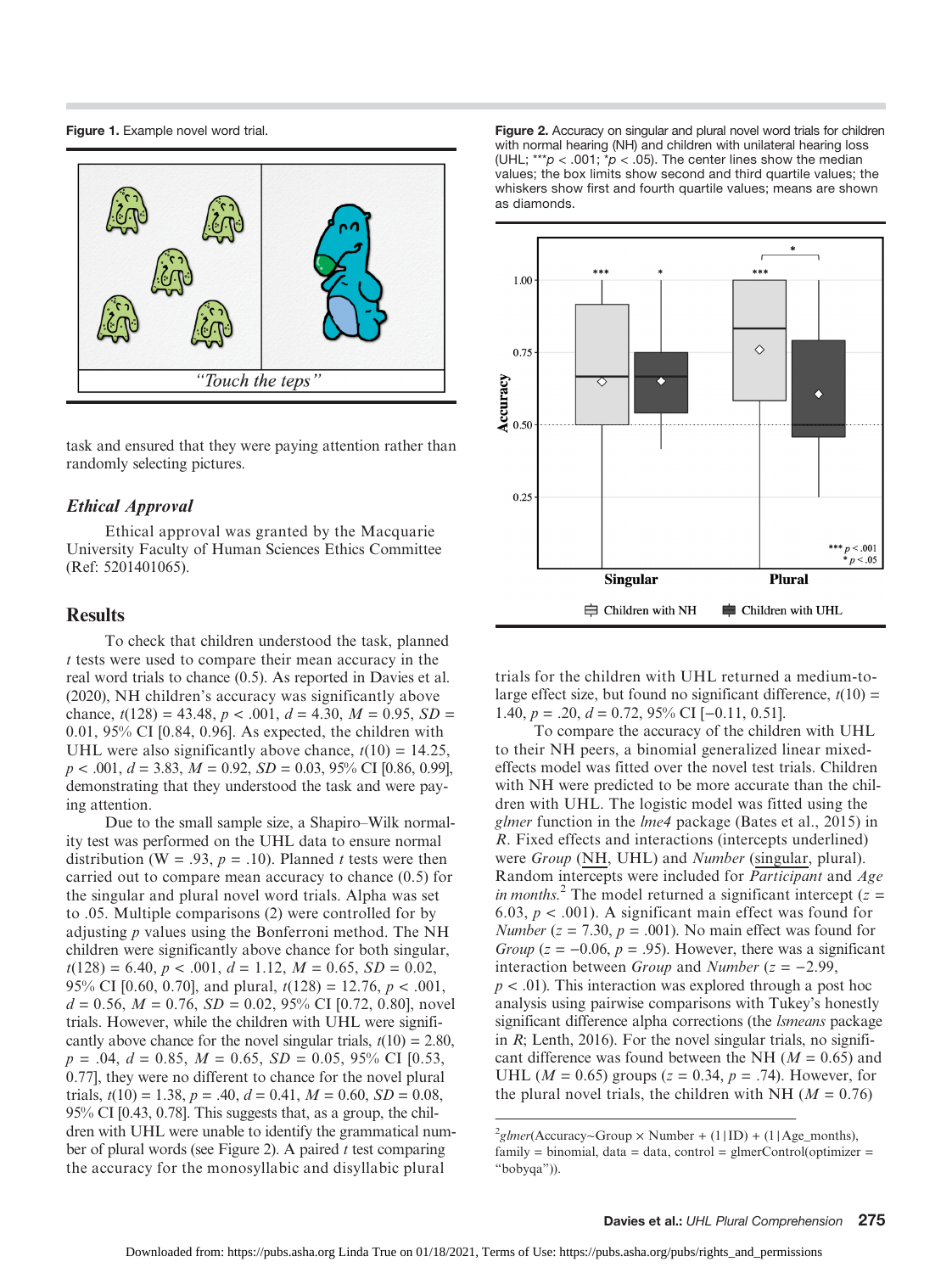Figure 1. Example novel word trial.

task and ensured that they were paying attention rather than randomly selecting pictures.

### Ethical Approval

Ethical approval was granted by the Macquarie University Faculty of Human Sciences Ethics Committee (Ref: 5201401065).

## Results

To check that children understood the task, planned $t$ tests were used to compare their mean accuracy in the real word trials to chance (0.5). As reported in Davies et al. (2020), NH children's accuracy was significantly above chance, $t(128) = 43.48$, $p < .001$, $d = 4.30$, $M = 0.95$, $SD = 0.01$, 95% CI [0.84, 0.96]. As expected, the children with UHL were also significantly above chance, $t(10) = 14.25$, $p < .001$, $d = 3.83$, $M = 0.92$, $SD = 0.03$, 95% CI [0.86, 0.99], demonstrating that they understood the task and were paying attention.

Due to the small sample size, a Shapiro–Wilk normality test was performed on the UHL data to ensure normal distribution ($W = .93$, $p = .10$). Planned $t$ tests were then carried out to compare mean accuracy to chance (0.5) for the singular and plural novel word trials. Alpha was set to .05. Multiple comparisons (2) were controlled for by adjusting $p$ values using the Bonferroni method. The NH children were significantly above chance for both singular, $t(128) = 6.40$, $p < .001$, $d = 1.12$, $M = 0.65$, $SD = 0.02$, 95% CI [0.60, 0.70], and plural, $t(128) = 12.76$, $p < .001$, $d = 0.56$, $M = 0.76$, $SD = 0.02$, 95% CI [0.72, 0.80], novel trials. However, while the children with UHL were significantly above chance for the novel singular trials, $t(10) = 2.80$, $p = .04$, $d = 0.85$, $M = 0.65$, $SD = 0.05$, 95% CI [0.53, 0.77], they were no different to chance for the novel plural trials, $t(10) = 1.38$, $p = .40$, $d = 0.41$, $M = 0.60$, $SD = 0.08$, 95% CI [0.43, 0.78]. This suggests that, as a group, the children with UHL were unable to identify the grammatical number of plural words (see Figure 2). A paired $t$ test comparing the accuracy for the monosyllabic and disyllabic plural trials for the children with UHL returned a medium-to-large effect size, but found no significant difference, $t(10) = 1.40$, $p = .20$, $d = 0.72$, 95% CI [−0.11, 0.51].

Figure 2. Accuracy on singular and plural novel word trials for children with normal hearing (NH) and children with unilateral hearing loss (UHL; ***$p < .001$; *$p < .05$). The center lines show the median values; the box limits show second and third quartile values; the whiskers show first and fourth quartile values; means are shown as diamonds.

To compare the accuracy of the children with UHL to their NH peers, a binomial generalized linear mixed-effects model was fitted over the novel test trials. Children with NH were predicted to be more accurate than the children with UHL. The logistic model was fitted using the *glmer* function in the *lme4* package (Bates et al., 2015) in *R*. Fixed effects and interactions (intercepts underlined) were *Group* (NH, UHL) and *Number* (singular, plural). Random intercepts were included for *Participant* and *Age in months*.[2] The model returned a significant intercept ($z = 6.03$, $p < .001$). A significant main effect was found for *Number* ($z = 7.30$, $p = .001$). No main effect was found for *Group* ($z = −0.06$, $p = .95$). However, there was a significant interaction between *Group* and *Number* ($z = −2.99$, $p < .01$). This interaction was explored through a post hoc analysis using pairwise comparisons with Tukey's honestly significant difference alpha corrections (the *lsmeans* package in *R*; Lenth, 2016). For the novel singular trials, no significant difference was found between the NH ($M = 0.65$) and UHL ($M = 0.65$) groups ($z = 0.34$, $p = .74$). However, for the plural novel trials, the children with NH ($M = 0.76$)

[2] *glmer*(Accuracy~Group × Number + (1|ID) + (1|Age_months), family = binomial, data = data, control = glmerControl(optimizer = "bobyqa")).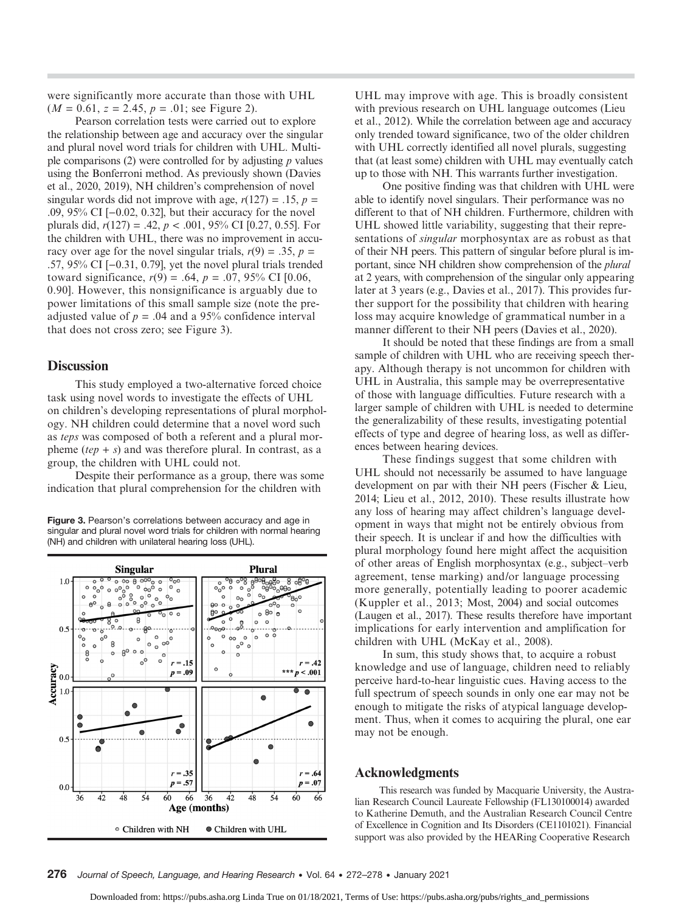were significantly more accurate than those with UHL ($M = 0.61$, $z = 2.45$, $p = .01$; see Figure 2).

Pearson correlation tests were carried out to explore the relationship between age and accuracy over the singular and plural novel word trials for children with UHL. Multiple comparisons (2) were controlled for by adjusting $p$ values using the Bonferroni method. As previously shown (Davies et al., 2020, 2019), NH children's comprehension of novel singular words did not improve with age, $r(127) = .15$, $p = .09$, 95% CI [−0.02, 0.32], but their accuracy for the novel plurals did, $r(127) = .42$, $p < .001$, 95% CI [0.27, 0.55]. For the children with UHL, there was no improvement in accuracy over age for the novel singular trials, $r(9) = .35$, $p = .57$, 95% CI [−0.31, 0.79], yet the novel plural trials trended toward significance, $r(9) = .64$, $p = .07$, 95% CI [0.06, 0.90]. However, this nonsignificance is arguably due to power limitations of this small sample size (note the pre-adjusted value of $p = .04$ and a 95% confidence interval that does not cross zero; see Figure 3).

## Discussion

This study employed a two-alternative forced choice task using novel words to investigate the effects of UHL on children's developing representations of plural morphology. NH children could determine that a novel word such as *teps* was composed of both a referent and a plural morpheme (*tep* + *s*) and was therefore plural. In contrast, as a group, the children with UHL could not.

Despite their performance as a group, there was some indication that plural comprehension for the children with UHL may improve with age. This is broadly consistent with previous research on UHL language outcomes (Lieu et al., 2012). While the correlation between age and accuracy only trended toward significance, two of the older children with UHL correctly identified all novel plurals, suggesting that (at least some) children with UHL may eventually catch up to those with NH. This warrants further investigation.

**Figure 3.** Pearson's correlations between accuracy and age in singular and plural novel word trials for children with normal hearing (NH) and children with unilateral hearing loss (UHL).

One positive finding was that children with UHL were able to identify novel singulars. Their performance was no different to that of NH children. Furthermore, children with UHL showed little variability, suggesting that their representations of *singular* morphosyntax are as robust as that of their NH peers. This pattern of singular before plural is important, since NH children show comprehension of the *plural* at 2 years, with comprehension of the singular only appearing later at 3 years (e.g., Davies et al., 2017). This provides further support for the possibility that children with hearing loss may acquire knowledge of grammatical number in a manner different to their NH peers (Davies et al., 2020).

It should be noted that these findings are from a small sample of children with UHL who are receiving speech therapy. Although therapy is not uncommon for children with UHL in Australia, this sample may be overrepresentative of those with language difficulties. Future research with a larger sample of children with UHL is needed to determine the generalizability of these results, investigating potential effects of type and degree of hearing loss, as well as differences between hearing devices.

These findings suggest that some children with UHL should not necessarily be assumed to have language development on par with their NH peers (Fischer & Lieu, 2014; Lieu et al., 2012, 2010). These results illustrate how any loss of hearing may affect children's language development in ways that might not be entirely obvious from their speech. It is unclear if and how the difficulties with plural morphology found here might affect the acquisition of other areas of English morphosyntax (e.g., subject–verb agreement, tense marking) and/or language processing more generally, potentially leading to poorer academic (Kuppler et al., 2013; Most, 2004) and social outcomes (Laugen et al., 2017). These results therefore have important implications for early intervention and amplification for children with UHL (McKay et al., 2008).

In sum, this study shows that, to acquire a robust knowledge and use of language, children need to reliably perceive hard-to-hear linguistic cues. Having access to the full spectrum of speech sounds in only one ear may not be enough to mitigate the risks of atypical language development. Thus, when it comes to acquiring the plural, one ear may not be enough.

## Acknowledgments

This research was funded by Macquarie University, the Australian Research Council Laureate Fellowship (FL130100014) awarded to Katherine Demuth, and the Australian Research Council Centre of Excellence in Cognition and Its Disorders (CE1101021). Financial support was also provided by the HEARing Cooperative Research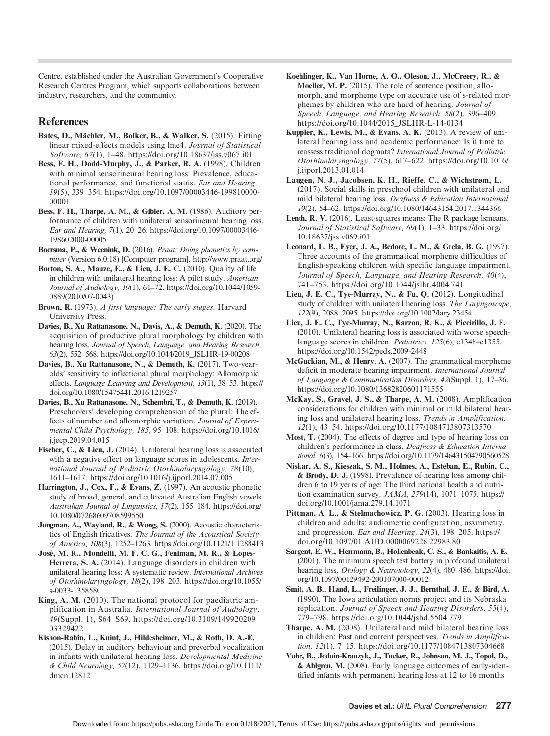Centre, established under the Australian Government's Cooperative Research Centres Program, which supports collaborations between industry, researchers, and the community.

## References

**Bates, D., Mächler, M., Bolker, B., & Walker, S.** (2015). Fitting linear mixed-effects models using lme4. *Journal of Statistical Software, 67*(1), 1–48. https://doi.org/10.18637/jss.v067.i01

**Bess, F. H., Dodd-Murphy, J., & Parker, R. A.** (1998). Children with minimal sensorineural hearing loss: Prevalence, educational performance, and functional status. *Ear and Hearing, 19*(5), 339–354. https://doi.org/10.1097/00003446-199810000-00001

**Bess, F. H., Tharpe, A. M., & Gibler, A. M.** (1986). Auditory performance of children with unilateral sensorineural hearing loss. *Ear and Hearing, 7*(1), 20–26. https://doi.org/10.1097/00003446-198602000-00005

**Boersma, P., & Weenink, D.** (2016). *Praat: Doing phonetics by computer* (Version 6.0.18) [Computer program]. http://www.praat.org/

**Borton, S. A., Mauze, E., & Lieu, J. E. C.** (2010). Quality of life in children with unilateral hearing loss: A pilot study. *American Journal of Audiology, 19*(1), 61–72. https://doi.org/10.1044/1059-0889(2010/07-0043)

**Brown, R.** (1973). *A first language: The early stages.* Harvard University Press.

**Davies, B., Xu Rattanasone, N., Davis, A., & Demuth, K.** (2020). The acquisition of productive plural morphology by children with hearing loss. *Journal of Speech, Language, and Hearing Research, 63*(2), 552–568. https://doi.org/10.1044/2019_JSLHR-19-00208

**Davies, B., Xu Rattanasone, N., & Demuth, K.** (2017). Two-year-olds' sensitivity to inflectional plural morphology: Allomorphic effects. *Language Learning and Development, 13*(1), 38–53. https://doi.org/10.1080/15475441.2016.1219257

**Davies, B., Xu Rattanasone, N., Schembri, T., & Demuth, K.** (2019). Preschoolers' developing comprehension of the plural: The effects of number and allomorphic variation. *Journal of Experimental Child Psychology, 185,* 95–108. https://doi.org/10.1016/j.jecp.2019.04.015

**Fischer, C., & Lieu, J.** (2014). Unilateral hearing loss is associated with a negative effect on language scores in adolescents. *International Journal of Pediatric Otorhinolaryngology, 78*(10), 1611–1617. https://doi.org/10.1016/j.ijporl.2014.07.005

**Harrington, J., Cox, F., & Evans, Z.** (1997). An acoustic phonetic study of broad, general, and cultivated Australian English vowels. *Australian Journal of Linguistics, 17*(2), 155–184. https://doi.org/10.1080/07268609708599550

**Jongman, A., Wayland, R., & Wong, S.** (2000). Acoustic characteristics of English fricatives. *The Journal of the Acoustical Society of America, 108*(3), 1252–1263. https://doi.org/10.1121/1.1288413

**José, M. R., Mondelli, M. F. C. G., Feniman, M. R., & Lopes-Herrera, S. A.** (2014). Language disorders in children with unilateral hearing loss: A systematic review. *International Archives of Otorhinolaryngology, 18*(2), 198–203. https://doi.org/10.1055/s-0033-1358580

**King, A. M.** (2010). The national protocol for paediatric amplification in Australia. *International Journal of Audiology, 49*(Suppl. 1), S64–S69. https://doi.org/10.3109/14992020903329422

**Kishon-Rabin, L., Kuint, J., Hildesheimer, M., & Roth, D. A.-E.** (2015). Delay in auditory behaviour and preverbal vocalization in infants with unilateral hearing loss. *Developmental Medicine & Child Neurology, 57*(12), 1129–1136. https://doi.org/10.1111/dmcn.12812

**Koehlinger, K., Van Horne, A. O., Oleson, J., McCreery, R., & Moeller, M. P.** (2015). The role of sentence position, allomorph, and morpheme type on accurate use of s-related morphemes by children who are hard of hearing. *Journal of Speech, Language, and Hearing Research, 58*(2), 396–409. https://doi.org/10.1044/2015_JSLHR-L-14-0134

**Kuppler, K., Lewis, M., & Evans, A. K.** (2013). A review of unilateral hearing loss and academic performance: Is it time to reassess traditional dogmata? *International Journal of Pediatric Otorhinolaryngology, 77*(5), 617–622. https://doi.org/10.1016/j.ijporl.2013.01.014

**Laugen, N. J., Jacobsen, K. H., Rieffe, C., & Wichstrøm, L.** (2017). Social skills in preschool children with unilateral and mild bilateral hearing loss. *Deafness & Education International, 19*(2), 54–62. https://doi.org/10.1080/14643154.2017.1344366

**Lenth, R. V.** (2016). Least-squares means: The R package lsmeans. *Journal of Statistical Software, 69*(1), 1–33. https://doi.org/10.18637/jss.v069.i01

**Leonard, L. B., Eyer, J. A., Bedore, L. M., & Grela, B. G.** (1997). Three accounts of the grammatical morpheme difficulties of English-speaking children with specific language impairment. *Journal of Speech, Language, and Hearing Research, 40*(4), 741–753. https://doi.org/10.1044/jslhr.4004.741

**Lieu, J. E. C., Tye-Murray, N., & Fu, Q.** (2012). Longitudinal study of children with unilateral hearing loss. *The Laryngoscope, 122*(9), 2088–2095. https://doi.org/10.1002/lary.23454

**Lieu, J. E. C., Tye-Murray, N., Karzon, R. K., & Piccirillo, J. F.** (2010). Unilateral hearing loss is associated with worse speech-language scores in children. *Pediatrics, 125*(6), e1348–e1355. https://doi.org/10.1542/peds.2009-2448

**McGuckian, M., & Henry, A.** (2007). The grammatical morpheme deficit in moderate hearing impairment. *International Journal of Language & Communication Disorders, 42*(Suppl. 1), 17–36. https://doi.org/10.1080/13682820601171555

**McKay, S., Gravel, J. S., & Tharpe, A. M.** (2008). Amplification considerations for children with minimal or mild bilateral hearing loss and unilateral hearing loss. *Trends in Amplification, 12*(1), 43–54. https://doi.org/10.1177/1084713807313570

**Most, T.** (2004). The effects of degree and type of hearing loss on children's performance in class. *Deafness & Education International, 6*(3), 154–166. https://doi.org/10.1179/146431504790560528

**Niskar, A. S., Kieszak, S. M., Holmes, A., Esteban, E., Rubin, C., & Brody, D. J.** (1998). Prevalence of hearing loss among children 6 to 19 years of age: The third national health and nutrition examination survey. *JAMA, 279*(14), 1071–1075. https://doi.org/10.1001/jama.279.14.1071

**Pittman, A. L., & Stelmachowicz, P. G.** (2003). Hearing loss in children and adults: audiometric configuration, asymmetry, and progression. *Ear and Hearing, 24*(3), 198–205. https://doi.org/10.1097/01.AUD.0000069226.22983.80

**Sargent, E. W., Herrmann, B., Hollenbeak, C. S., & Bankaitis, A. E.** (2001). The minimum speech test battery in profound unilateral hearing loss. *Otology & Neurotology, 22*(4), 480–486. https://doi.org/10.1097/00129492-200107000-00012

**Smit, A. B., Hand, L., Freilinger, J. J., Bernthal, J. E., & Bird, A.** (1990). The Iowa articulation norms project and its Nebraska replication. *Journal of Speech and Hearing Disorders, 55*(4), 779–798. https://doi.org/10.1044/jshd.5504.779

**Tharpe, A. M.** (2008). Unilateral and mild bilateral hearing loss in children: Past and current perspectives. *Trends in Amplification, 12*(1), 7–15. https://doi.org/10.1177/1084713807304668

**Vohr, B., Jodoin-Krauzyk, J., Tucker, R., Johnson, M. J., Topol, D., & Ahlgren, M.** (2008). Early language outcomes of early-identified infants with permanent hearing loss at 12 to 16 months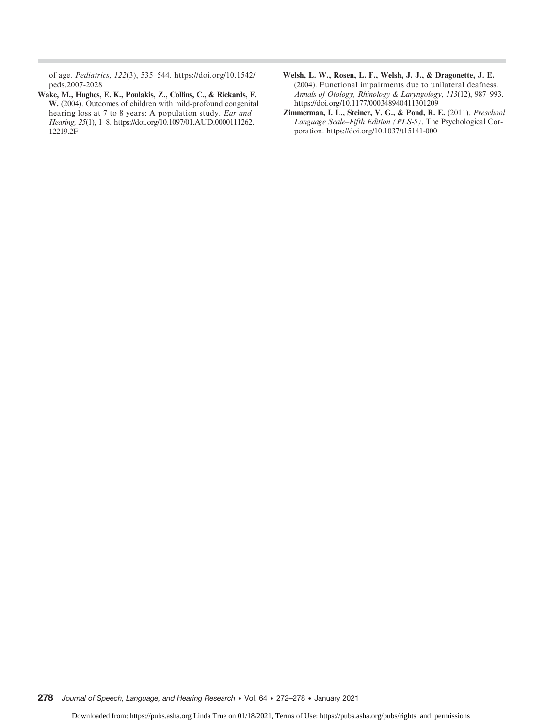of age. *Pediatrics, 122*(3), 535–544. https://doi.org/10.1542/peds.2007-2028

**Wake, M., Hughes, E. K., Poulakis, Z., Collins, C., & Rickards, F. W.** (2004). Outcomes of children with mild-profound congenital hearing loss at 7 to 8 years: A population study. *Ear and Hearing, 25*(1), 1–8. https://doi.org/10.1097/01.AUD.0000111262.12219.2F

**Welsh, L. W., Rosen, L. F., Welsh, J. J., & Dragonette, J. E.** (2004). Functional impairments due to unilateral deafness. *Annals of Otology, Rhinology & Laryngology, 113*(12), 987–993. https://doi.org/10.1177/000348940411301209

**Zimmerman, I. L., Steiner, V. G., & Pond, R. E.** (2011). *Preschool Language Scale–Fifth Edition (PLS-5)*. The Psychological Corporation. https://doi.org/10.1037/t15141-000